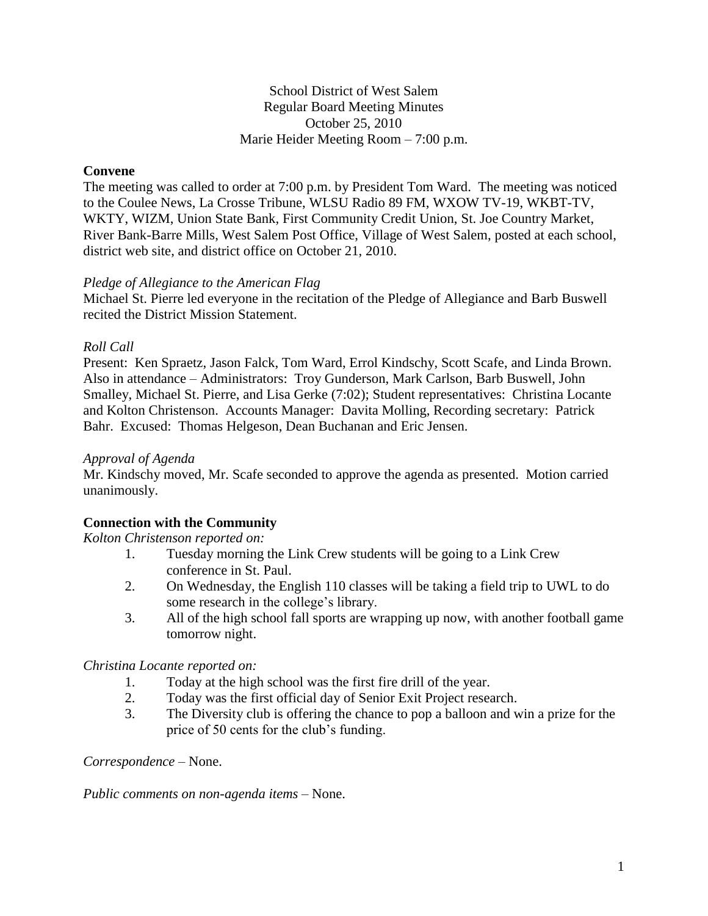School District of West Salem
Regular Board Meeting Minutes
October 25, 2010
Marie Heider Meeting Room – 7:00 p.m.

**Convene**

The meeting was called to order at 7:00 p.m. by President Tom Ward. The meeting was noticed to the Coulee News, La Crosse Tribune, WLSU Radio 89 FM, WXOW TV-19, WKBT-TV, WKTY, WIZM, Union State Bank, First Community Credit Union, St. Joe Country Market, River Bank-Barre Mills, West Salem Post Office, Village of West Salem, posted at each school, district web site, and district office on October 21, 2010.

*Pledge of Allegiance to the American Flag*

Michael St. Pierre led everyone in the recitation of the Pledge of Allegiance and Barb Buswell recited the District Mission Statement.

*Roll Call*

Present: Ken Spraetz, Jason Falck, Tom Ward, Errol Kindschy, Scott Scafe, and Linda Brown. Also in attendance – Administrators: Troy Gunderson, Mark Carlson, Barb Buswell, John Smalley, Michael St. Pierre, and Lisa Gerke (7:02); Student representatives: Christina Locante and Kolton Christenson. Accounts Manager: Davita Molling, Recording secretary: Patrick Bahr. Excused: Thomas Helgeson, Dean Buchanan and Eric Jensen.

*Approval of Agenda*

Mr. Kindschy moved, Mr. Scafe seconded to approve the agenda as presented. Motion carried unanimously.

**Connection with the Community**

*Kolton Christenson reported on:*

1. Tuesday morning the Link Crew students will be going to a Link Crew conference in St. Paul.
2. On Wednesday, the English 110 classes will be taking a field trip to UWL to do some research in the college's library.
3. All of the high school fall sports are wrapping up now, with another football game tomorrow night.

*Christina Locante reported on:*

1. Today at the high school was the first fire drill of the year.
2. Today was the first official day of Senior Exit Project research.
3. The Diversity club is offering the chance to pop a balloon and win a prize for the price of 50 cents for the club's funding.

*Correspondence* – None.

*Public comments on non-agenda items* – None.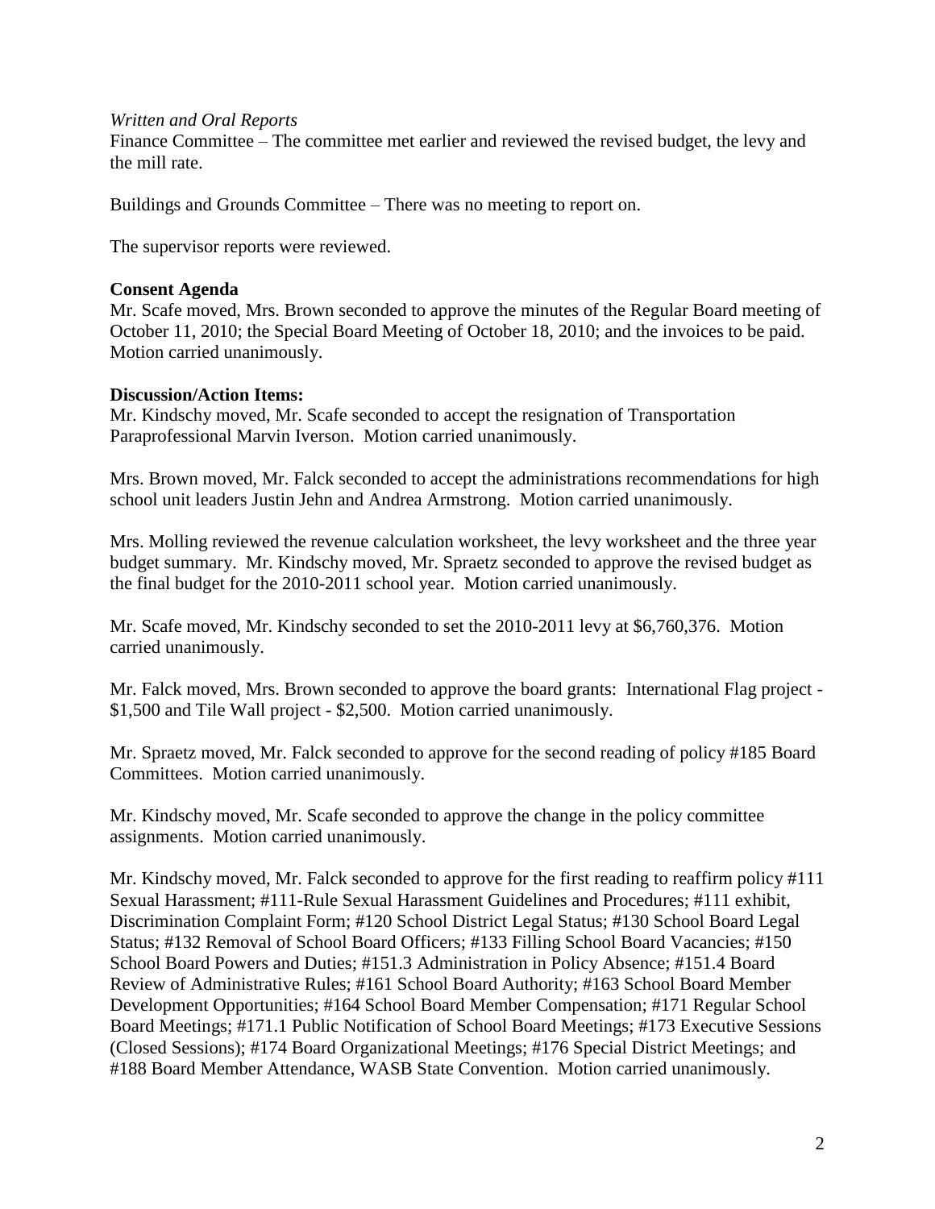*Written and Oral Reports*

Finance Committee – The committee met earlier and reviewed the revised budget, the levy and the mill rate.

Buildings and Grounds Committee – There was no meeting to report on.

The supervisor reports were reviewed.

**Consent Agenda**

Mr. Scafe moved, Mrs. Brown seconded to approve the minutes of the Regular Board meeting of October 11, 2010; the Special Board Meeting of October 18, 2010; and the invoices to be paid. Motion carried unanimously.

**Discussion/Action Items:**

Mr. Kindschy moved, Mr. Scafe seconded to accept the resignation of Transportation Paraprofessional Marvin Iverson. Motion carried unanimously.

Mrs. Brown moved, Mr. Falck seconded to accept the administrations recommendations for high school unit leaders Justin Jehn and Andrea Armstrong. Motion carried unanimously.

Mrs. Molling reviewed the revenue calculation worksheet, the levy worksheet and the three year budget summary. Mr. Kindschy moved, Mr. Spraetz seconded to approve the revised budget as the final budget for the 2010-2011 school year. Motion carried unanimously.

Mr. Scafe moved, Mr. Kindschy seconded to set the 2010-2011 levy at $6,760,376. Motion carried unanimously.

Mr. Falck moved, Mrs. Brown seconded to approve the board grants: International Flag project - $1,500 and Tile Wall project - $2,500. Motion carried unanimously.

Mr. Spraetz moved, Mr. Falck seconded to approve for the second reading of policy #185 Board Committees. Motion carried unanimously.

Mr. Kindschy moved, Mr. Scafe seconded to approve the change in the policy committee assignments. Motion carried unanimously.

Mr. Kindschy moved, Mr. Falck seconded to approve for the first reading to reaffirm policy #111 Sexual Harassment; #111-Rule Sexual Harassment Guidelines and Procedures; #111 exhibit, Discrimination Complaint Form; #120 School District Legal Status; #130 School Board Legal Status; #132 Removal of School Board Officers; #133 Filling School Board Vacancies; #150 School Board Powers and Duties; #151.3 Administration in Policy Absence; #151.4 Board Review of Administrative Rules; #161 School Board Authority; #163 School Board Member Development Opportunities; #164 School Board Member Compensation; #171 Regular School Board Meetings; #171.1 Public Notification of School Board Meetings; #173 Executive Sessions (Closed Sessions); #174 Board Organizational Meetings; #176 Special District Meetings; and #188 Board Member Attendance, WASB State Convention. Motion carried unanimously.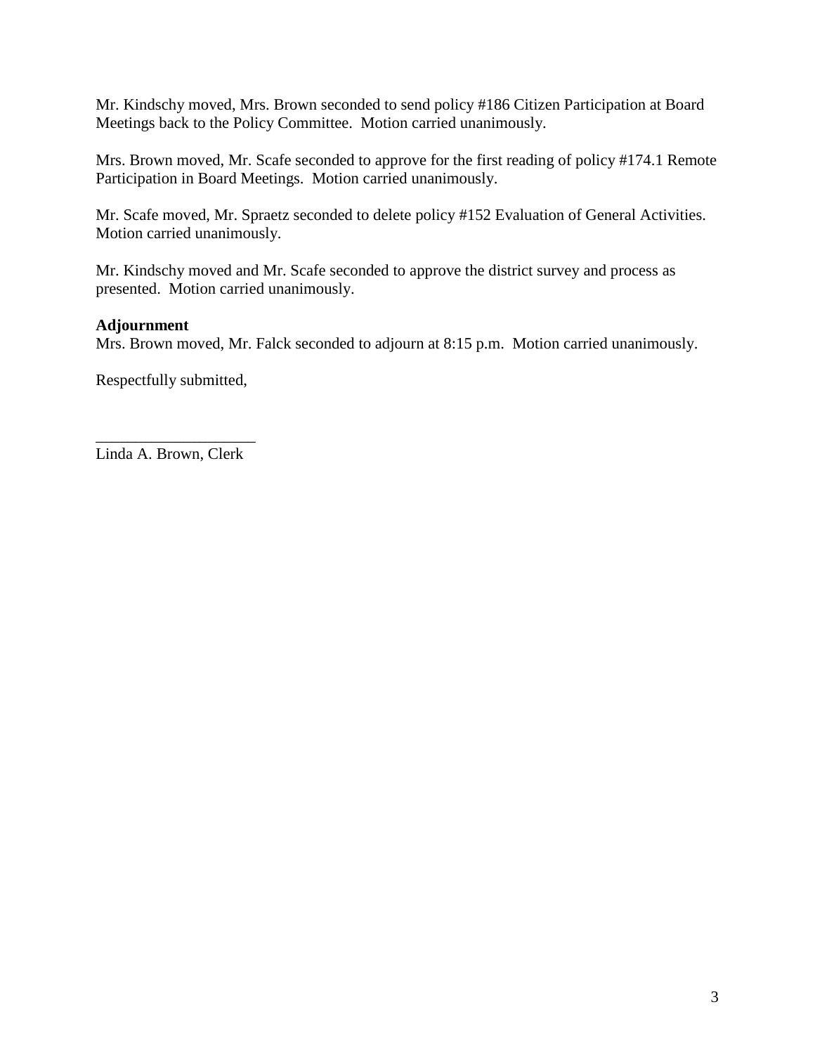Mr. Kindschy moved, Mrs. Brown seconded to send policy #186 Citizen Participation at Board Meetings back to the Policy Committee. Motion carried unanimously.

Mrs. Brown moved, Mr. Scafe seconded to approve for the first reading of policy #174.1 Remote Participation in Board Meetings. Motion carried unanimously.

Mr. Scafe moved, Mr. Spraetz seconded to delete policy #152 Evaluation of General Activities. Motion carried unanimously.

Mr. Kindschy moved and Mr. Scafe seconded to approve the district survey and process as presented. Motion carried unanimously.

**Adjournment**
Mrs. Brown moved, Mr. Falck seconded to adjourn at 8:15 p.m. Motion carried unanimously.

Respectfully submitted,

____________________
Linda A. Brown, Clerk